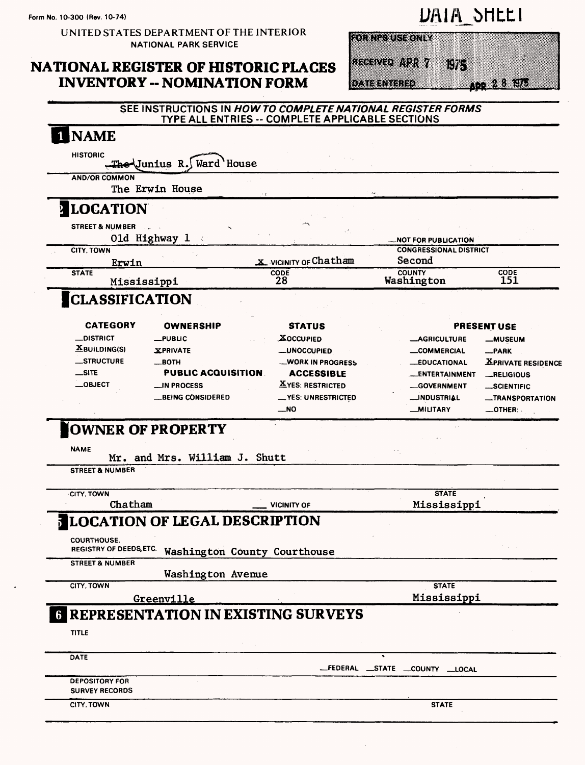Form No. 10-300 (Rev. 10-74)

UNITED STATES DEPARTMENT OF THE INTERIOR
NATIONAL PARK SERVICE

# NATIONAL REGISTER OF HISTORIC PLACES INVENTORY -- NOMINATION FORM

DATA SHEET

FOR NPS USE ONLY
RECEIVED APR 7 1975
DATE ENTERED APR 28 1975

SEE INSTRUCTIONS IN *HOW TO COMPLETE NATIONAL REGISTER FORMS*
TYPE ALL ENTRIES -- COMPLETE APPLICABLE SECTIONS

## 1 NAME

HISTORIC
~~The~~ Junius R. Ward House

AND/OR COMMON
The Erwin House

## 2 LOCATION

STREET & NUMBER
Old Highway 1 — NOT FOR PUBLICATION

CITY, TOWN
Erwin — X VICINITY OF Chatham

CONGRESSIONAL DISTRICT
Second

| STATE | CODE | COUNTY | CODE |
|---|---|---|---|
| Mississippi | 28 | Washington | 151 |

## 3 CLASSIFICATION

| CATEGORY | OWNERSHIP | STATUS | PRESENT USE | |
|---|---|---|---|---|
| __DISTRICT | __PUBLIC | X OCCUPIED | __AGRICULTURE | __MUSEUM |
| X BUILDING(S) | X PRIVATE | __UNOCCUPIED | __COMMERCIAL | __PARK |
| __STRUCTURE | __BOTH | __WORK IN PROGRESS | __EDUCATIONAL | X PRIVATE RESIDENCE |
| __SITE | **PUBLIC ACQUISITION** | **ACCESSIBLE** | __ENTERTAINMENT | __RELIGIOUS |
| __OBJECT | __IN PROCESS | X YES: RESTRICTED | __GOVERNMENT | __SCIENTIFIC |
| | __BEING CONSIDERED | __YES: UNRESTRICTED | __INDUSTRIAL | __TRANSPORTATION |
| | | __NO | __MILITARY | __OTHER: |

## 4 OWNER OF PROPERTY

NAME
Mr. and Mrs. William J. Shutt

STREET & NUMBER

CITY, TOWN
Chatham — __ VICINITY OF

STATE
Mississippi

## 5 LOCATION OF LEGAL DESCRIPTION

COURTHOUSE, REGISTRY OF DEEDS, ETC. Washington County Courthouse

STREET & NUMBER
Washington Avenue

CITY, TOWN
Greenville

STATE
Mississippi

## 6 REPRESENTATION IN EXISTING SURVEYS

TITLE

DATE
__FEDERAL __STATE __COUNTY __LOCAL

DEPOSITORY FOR SURVEY RECORDS

CITY, TOWN

STATE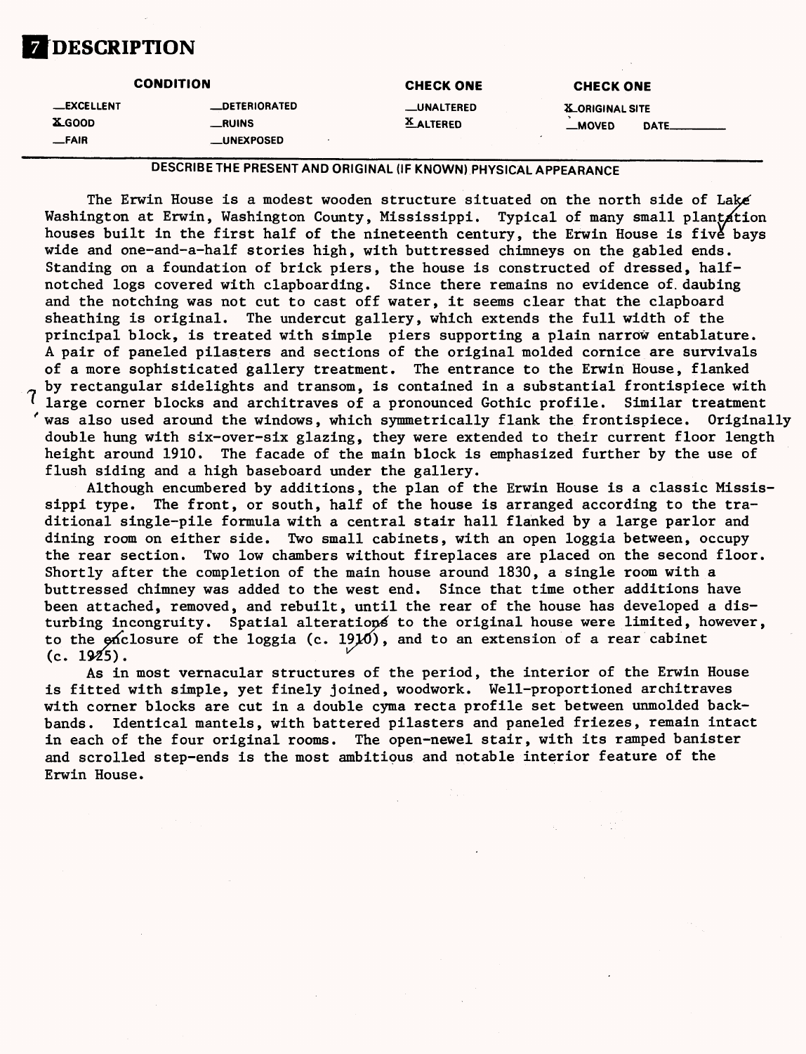# 7 DESCRIPTION

| CONDITION | | CHECK ONE | CHECK ONE |
|---|---|---|---|
| __EXCELLENT | __DETERIORATED | __UNALTERED | X ORIGINAL SITE |
| X GOOD | __RUINS | X ALTERED | __MOVED DATE________ |
| __FAIR | __UNEXPOSED | | |

DESCRIBE THE PRESENT AND ORIGINAL (IF KNOWN) PHYSICAL APPEARANCE

The Erwin House is a modest wooden structure situated on the north side of Lake Washington at Erwin, Washington County, Mississippi. Typical of many small plantation houses built in the first half of the nineteenth century, the Erwin House is five bays wide and one-and-a-half stories high, with buttressed chimneys on the gabled ends. Standing on a foundation of brick piers, the house is constructed of dressed, half-notched logs covered with clapboarding. Since there remains no evidence of daubing and the notching was not cut to cast off water, it seems clear that the clapboard sheathing is original. The undercut gallery, which extends the full width of the principal block, is treated with simple piers supporting a plain narrow entablature. A pair of paneled pilasters and sections of the original molded cornice are survivals of a more sophisticated gallery treatment. The entrance to the Erwin House, flanked by rectangular sidelights and transom, is contained in a substantial frontispiece with large corner blocks and architraves of a pronounced Gothic profile. Similar treatment was also used around the windows, which symmetrically flank the frontispiece. Originally double hung with six-over-six glazing, they were extended to their current floor length height around 1910. The facade of the main block is emphasized further by the use of flush siding and a high baseboard under the gallery.

Although encumbered by additions, the plan of the Erwin House is a classic Mississippi type. The front, or south, half of the house is arranged according to the traditional single-pile formula with a central stair hall flanked by a large parlor and dining room on either side. Two small cabinets, with an open loggia between, occupy the rear section. Two low chambers without fireplaces are placed on the second floor. Shortly after the completion of the main house around 1830, a single room with a buttressed chimney was added to the west end. Since that time other additions have been attached, removed, and rebuilt, until the rear of the house has developed a disturbing incongruity. Spatial alterations to the original house were limited, however, to the enclosure of the loggia (c. 1910), and to an extension of a rear cabinet (c. 1925).

As in most vernacular structures of the period, the interior of the Erwin House is fitted with simple, yet finely joined, woodwork. Well-proportioned architraves with corner blocks are cut in a double cyma recta profile set between unmolded backbands. Identical mantels, with battered pilasters and paneled friezes, remain intact in each of the four original rooms. The open-newel stair, with its ramped banister and scrolled step-ends is the most ambitious and notable interior feature of the Erwin House.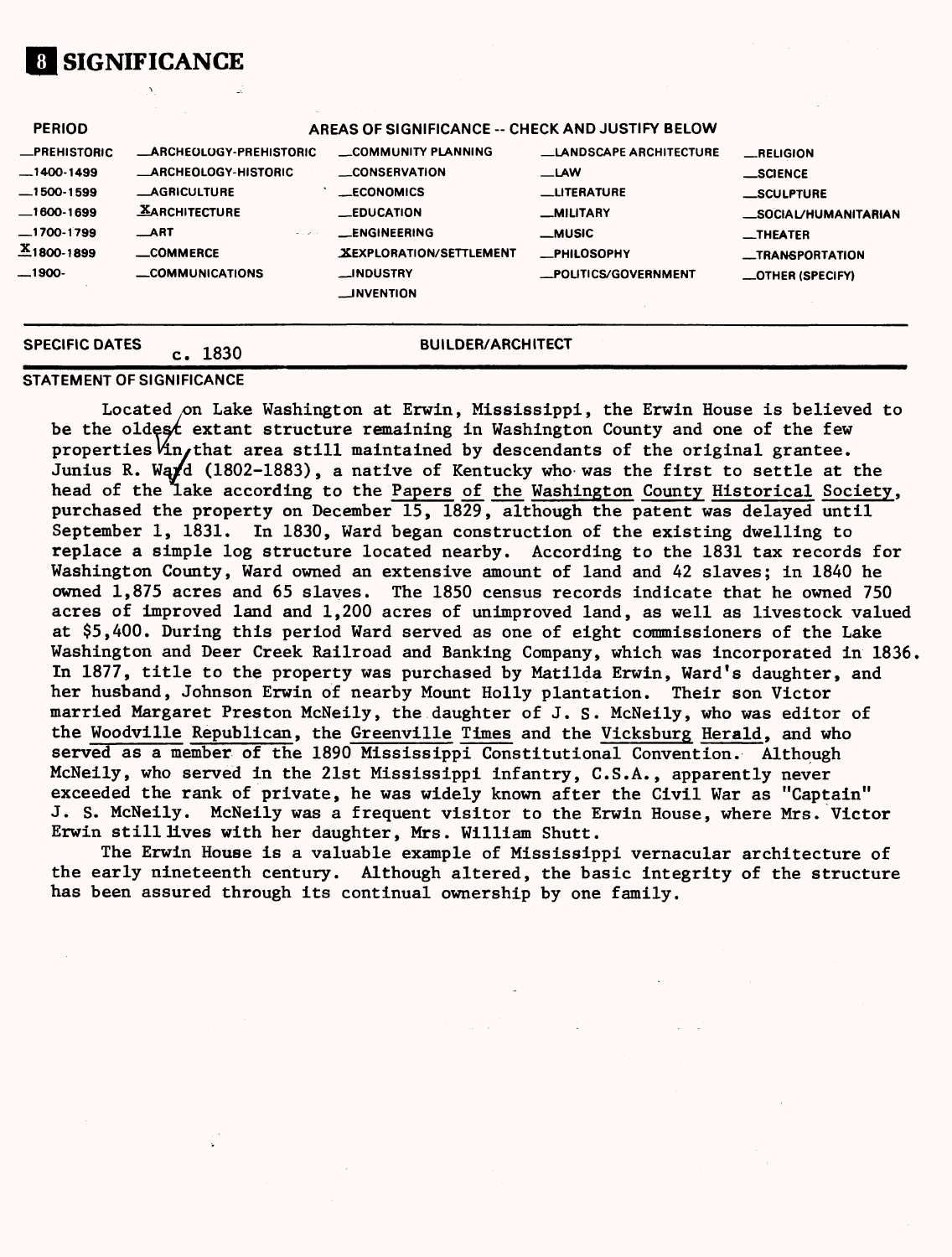# 8 SIGNIFICANCE

| PERIOD | AREAS OF SIGNIFICANCE -- CHECK AND JUSTIFY BELOW | | | |
|---|---|---|---|---|
| __PREHISTORIC | __ARCHEOLOGY-PREHISTORIC | __COMMUNITY PLANNING | __LANDSCAPE ARCHITECTURE | __RELIGION |
| __1400-1499 | __ARCHEOLOGY-HISTORIC | __CONSERVATION | __LAW | __SCIENCE |
| __1500-1599 | __AGRICULTURE | __ECONOMICS | __LITERATURE | __SCULPTURE |
| __1600-1699 | X ARCHITECTURE | __EDUCATION | __MILITARY | __SOCIAL/HUMANITARIAN |
| __1700-1799 | __ART | __ENGINEERING | __MUSIC | __THEATER |
| X 1800-1899 | __COMMERCE | X EXPLORATION/SETTLEMENT | __PHILOSOPHY | __TRANSPORTATION |
| __1900- | __COMMUNICATIONS | __INDUSTRY | __POLITICS/GOVERNMENT | __OTHER (SPECIFY) |
| | | __INVENTION | | |

**SPECIFIC DATES** c. 1830 **BUILDER/ARCHITECT**

**STATEMENT OF SIGNIFICANCE**

Located on Lake Washington at Erwin, Mississippi, the Erwin House is believed to be the oldest extant structure remaining in Washington County and one of the few properties in that area still maintained by descendants of the original grantee. Junius R. Ward (1802-1883), a native of Kentucky who was the first to settle at the head of the lake according to the Papers of the Washington County Historical Society, purchased the property on December 15, 1829, although the patent was delayed until September 1, 1831. In 1830, Ward began construction of the existing dwelling to replace a simple log structure located nearby. According to the 1831 tax records for Washington County, Ward owned an extensive amount of land and 42 slaves; in 1840 he owned 1,875 acres and 65 slaves. The 1850 census records indicate that he owned 750 acres of improved land and 1,200 acres of unimproved land, as well as livestock valued at $5,400. During this period Ward served as one of eight commissioners of the Lake Washington and Deer Creek Railroad and Banking Company, which was incorporated in 1836. In 1877, title to the property was purchased by Matilda Erwin, Ward's daughter, and her husband, Johnson Erwin of nearby Mount Holly plantation. Their son Victor married Margaret Preston McNeily, the daughter of J. S. McNeily, who was editor of the Woodville Republican, the Greenville Times and the Vicksburg Herald, and who served as a member of the 1890 Mississippi Constitutional Convention. Although McNeily, who served in the 21st Mississippi infantry, C.S.A., apparently never exceeded the rank of private, he was widely known after the Civil War as "Captain" J. S. McNeily. McNeily was a frequent visitor to the Erwin House, where Mrs. Victor Erwin still lives with her daughter, Mrs. William Shutt.

The Erwin House is a valuable example of Mississippi vernacular architecture of the early nineteenth century. Although altered, the basic integrity of the structure has been assured through its continual ownership by one family.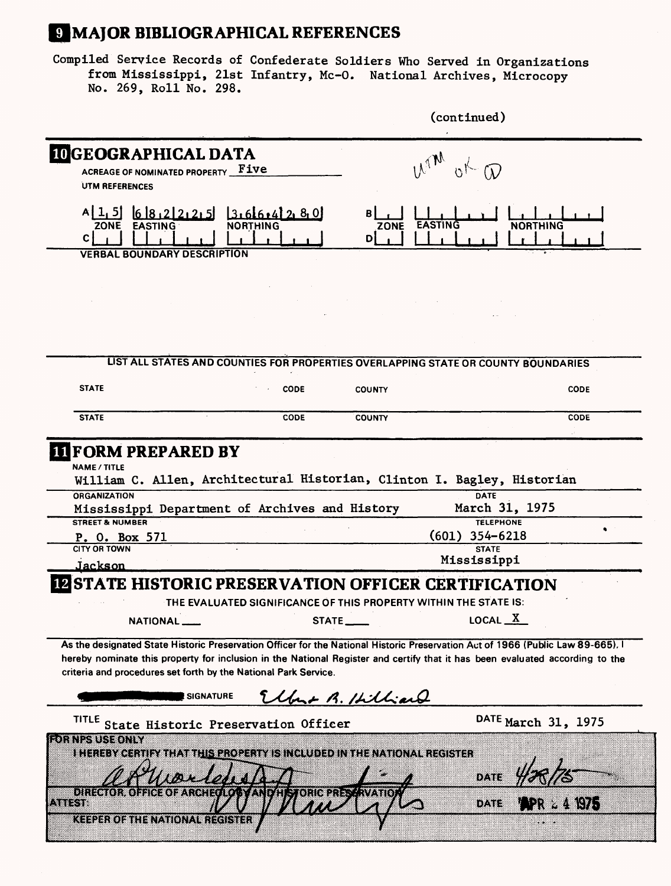## 9 MAJOR BIBLIOGRAPHICAL REFERENCES

Compiled Service Records of Confederate Soldiers Who Served in Organizations from Mississippi, 21st Infantry, Mc-O. National Archives, Microcopy No. 269, Roll No. 298.

(continued)

## 10 GEOGRAPHICAL DATA

ACREAGE OF NOMINATED PROPERTY Five

UTM ok (D)

UTM REFERENCES

| | ZONE | EASTING | NORTHING | | ZONE | EASTING | NORTHING |
|---|---|---|---|---|---|---|---|
| A | 1 5 | 6 8 2 2 2 5 | 3 6 6 4 2 8 0 | B | | | |
| C | | | | D | | | |

VERBAL BOUNDARY DESCRIPTION

LIST ALL STATES AND COUNTIES FOR PROPERTIES OVERLAPPING STATE OR COUNTY BOUNDARIES

| STATE | CODE | COUNTY | CODE |
|---|---|---|---|
| STATE | CODE | COUNTY | CODE |

## 11 FORM PREPARED BY

NAME / TITLE
William C. Allen, Architectural Historian, Clinton I. Bagley, Historian

ORGANIZATION
Mississippi Department of Archives and History

DATE
March 31, 1975

STREET & NUMBER
P. O. Box 571

TELEPHONE
(601) 354-6218

CITY OR TOWN
Jackson

STATE
Mississippi

## 12 STATE HISTORIC PRESERVATION OFFICER CERTIFICATION

THE EVALUATED SIGNIFICANCE OF THIS PROPERTY WITHIN THE STATE IS:

NATIONAL ___ STATE ___ LOCAL X

As the designated State Historic Preservation Officer for the National Historic Preservation Act of 1966 (Public Law 89-665), I hereby nominate this property for inclusion in the National Register and certify that it has been evaluated according to the criteria and procedures set forth by the National Park Service.

SIGNATURE Elbert R. Hilliard

TITLE State Historic Preservation Officer

DATE March 31, 1975

FOR NPS USE ONLY

I HEREBY CERTIFY THAT THIS PROPERTY IS INCLUDED IN THE NATIONAL REGISTER

DIRECTOR, OFFICE OF ARCHEOLOGY AND HISTORIC PRESERVATION

DATE 4/28/75

ATTEST:

KEEPER OF THE NATIONAL REGISTER

DATE APR 24 1975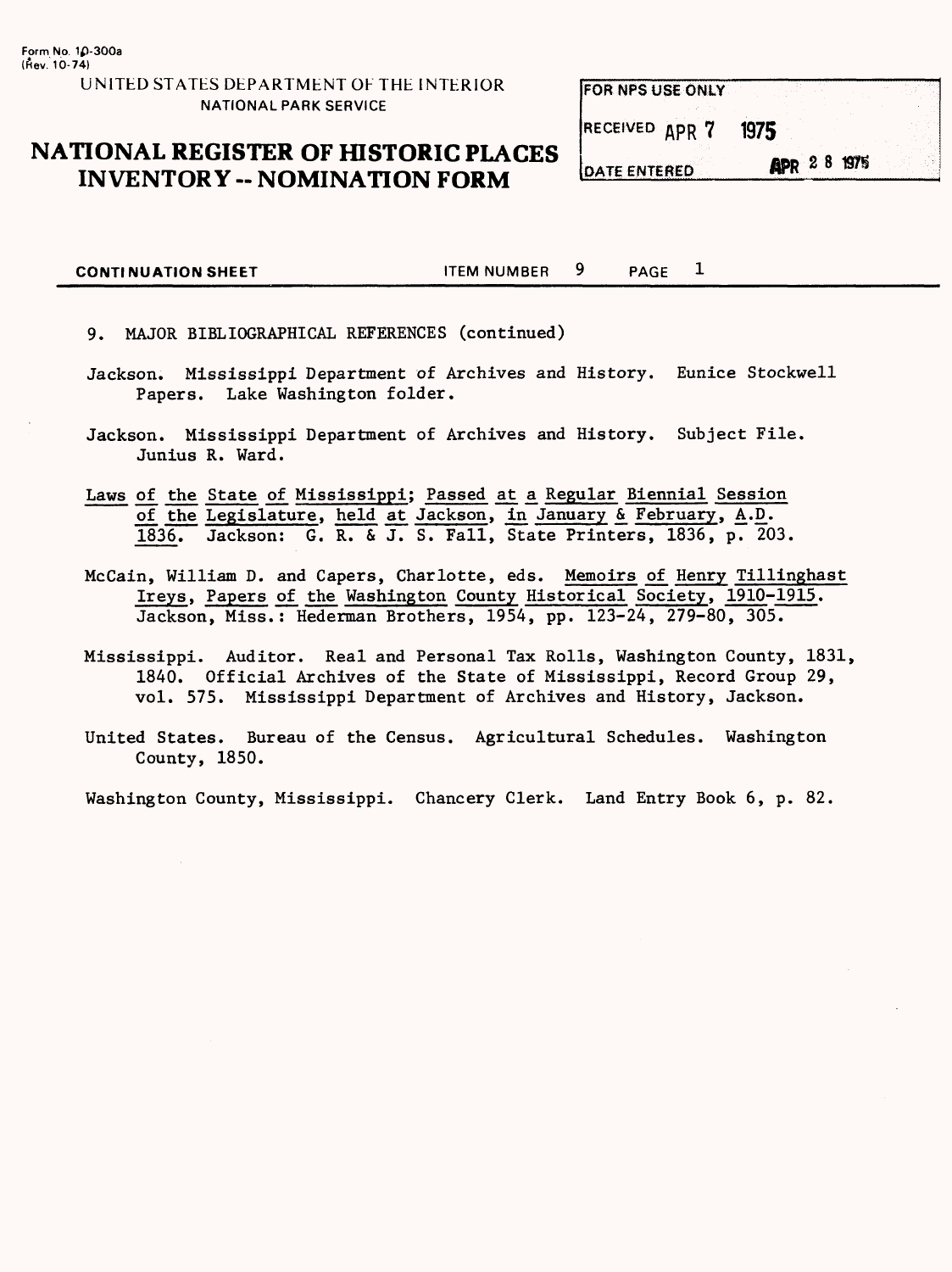Form No. 10-300a
(Rev. 10-74)

UNITED STATES DEPARTMENT OF THE INTERIOR
NATIONAL PARK SERVICE

# NATIONAL REGISTER OF HISTORIC PLACES INVENTORY -- NOMINATION FORM

| FOR NPS USE ONLY | |
|---|---|
| RECEIVED | APR 7 1975 |
| DATE ENTERED | APR 28 1975 |

**CONTINUATION SHEET** ITEM NUMBER 9 PAGE 1

9. MAJOR BIBLIOGRAPHICAL REFERENCES (continued)

Jackson. Mississippi Department of Archives and History. Eunice Stockwell Papers. Lake Washington folder.

Jackson. Mississippi Department of Archives and History. Subject File. Junius R. Ward.

_Laws of the State of Mississippi; Passed at a Regular Biennial Session of the Legislature, held at Jackson, in January & February, A.D. 1836._ Jackson: G. R. & J. S. Fall, State Printers, 1836, p. 203.

McCain, William D. and Capers, Charlotte, eds. _Memoirs of Henry Tillinghast Ireys, Papers of the Washington County Historical Society, 1910-1915._ Jackson, Miss.: Hederman Brothers, 1954, pp. 123-24, 279-80, 305.

Mississippi. Auditor. Real and Personal Tax Rolls, Washington County, 1831, 1840. Official Archives of the State of Mississippi, Record Group 29, vol. 575. Mississippi Department of Archives and History, Jackson.

United States. Bureau of the Census. Agricultural Schedules. Washington County, 1850.

Washington County, Mississippi. Chancery Clerk. Land Entry Book 6, p. 82.